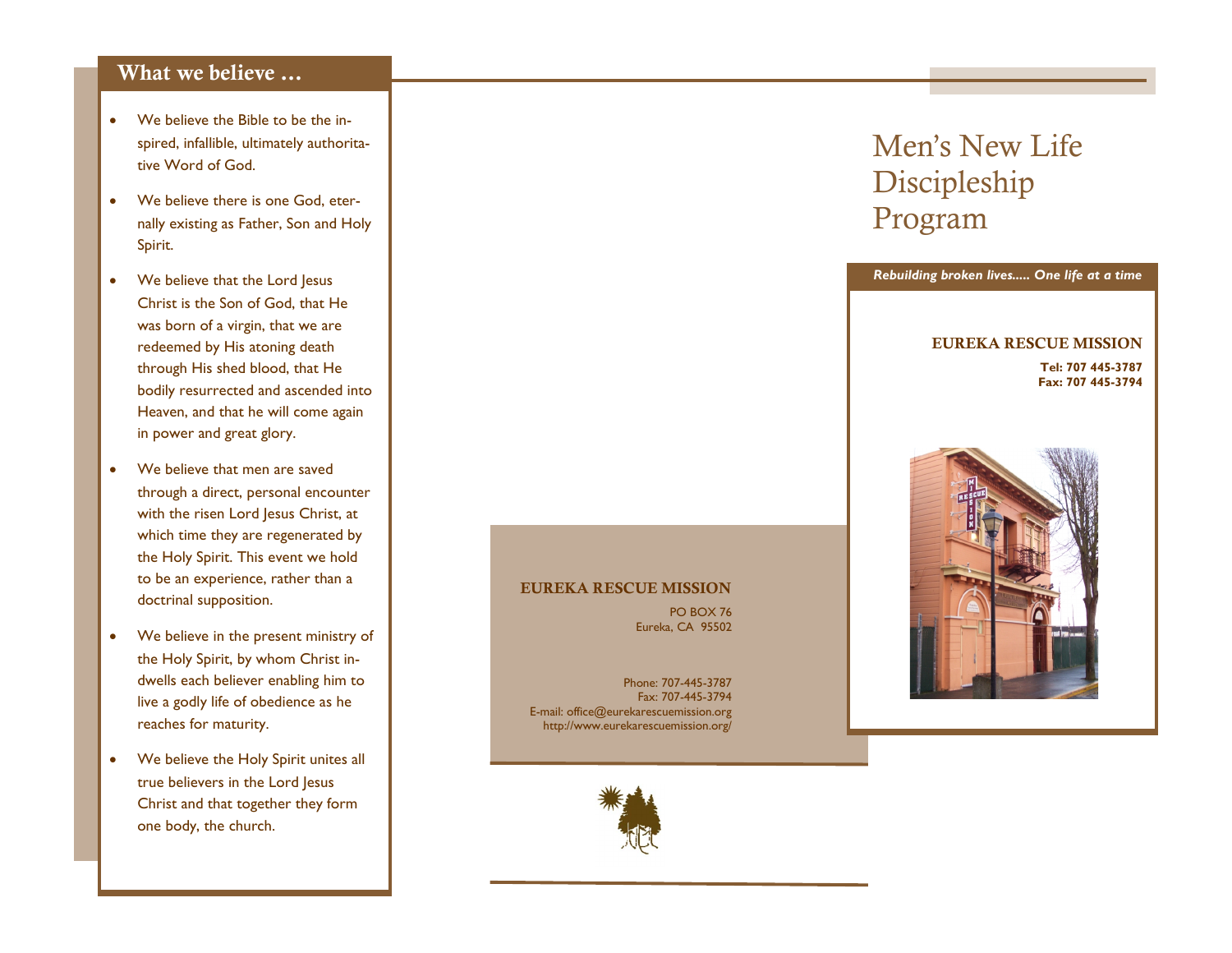## What we believe …

- We believe the Bible to be the inspired, infallible, ultimately authoritative Word of God.
- We believe there is one God, eternally existing as Father, Son and Holy Spirit.
- We believe that the Lord Jesus Christ is the Son of God, that He was born of a virgin, that we are redeemed by His atoning death through His shed blood, that He bodily resurrected and ascended into Heaven, and that he will come again in power and great glory.
- We believe that men are saved through a direct, personal encounter with the risen Lord Jesus Christ, at which time they are regenerated by the Holy Spirit. This event we hold to be an experience, rather than a doctrinal supposition.
- We believe in the present ministry of the Holy Spirit, by whom Christ indwells each believer enabling him to live a godly life of obedience as he reaches for maturity.
- We believe the Holy Spirit unites all true believers in the Lord Jesus Christ and that together they form one body, the church.

**EUREKA RESCUE MISSION**

PO BOX 76
Eureka, CA 95502

Phone: 707-445-3787
Fax: 707-445-3794
E-mail: office@eurekarescuemission.org
http://www.eurekarescuemission.org/

# Men's New Life Discipleship Program

*Rebuilding broken lives..... One life at a time*

**EUREKA RESCUE MISSION**

**Tel: 707 445-3787**
**Fax: 707 445-3794**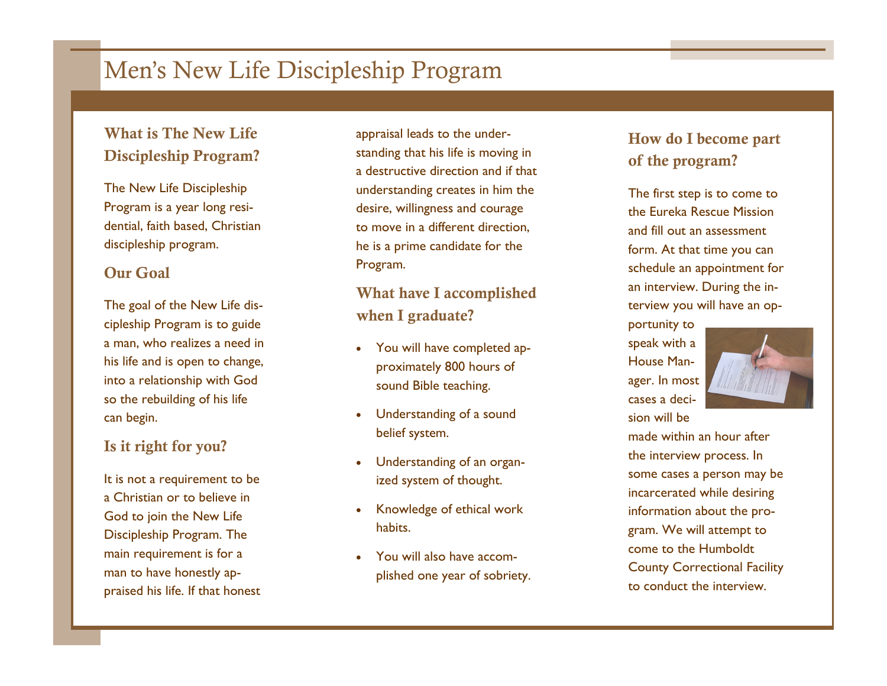# Men's New Life Discipleship Program

## What is The New Life Discipleship Program?

The New Life Discipleship Program is a year long residential, faith based, Christian discipleship program.

## Our Goal

The goal of the New Life discipleship Program is to guide a man, who realizes a need in his life and is open to change, into a relationship with God so the rebuilding of his life can begin.

## Is it right for you?

It is not a requirement to be a Christian or to believe in God to join the New Life Discipleship Program. The main requirement is for a man to have honestly appraised his life. If that honest appraisal leads to the understanding that his life is moving in a destructive direction and if that understanding creates in him the desire, willingness and courage to move in a different direction, he is a prime candidate for the Program.

## What have I accomplished when I graduate?

- You will have completed approximately 800 hours of sound Bible teaching.
- Understanding of a sound belief system.
- Understanding of an organized system of thought.
- Knowledge of ethical work habits.
- You will also have accomplished one year of sobriety.

## How do I become part of the program?

The first step is to come to the Eureka Rescue Mission and fill out an assessment form. At that time you can schedule an appointment for an interview. During the interview you will have an opportunity to speak with a House Manager. In most cases a decision will be made within an hour after the interview process. In some cases a person may be incarcerated while desiring information about the program. We will attempt to come to the Humboldt County Correctional Facility to conduct the interview.